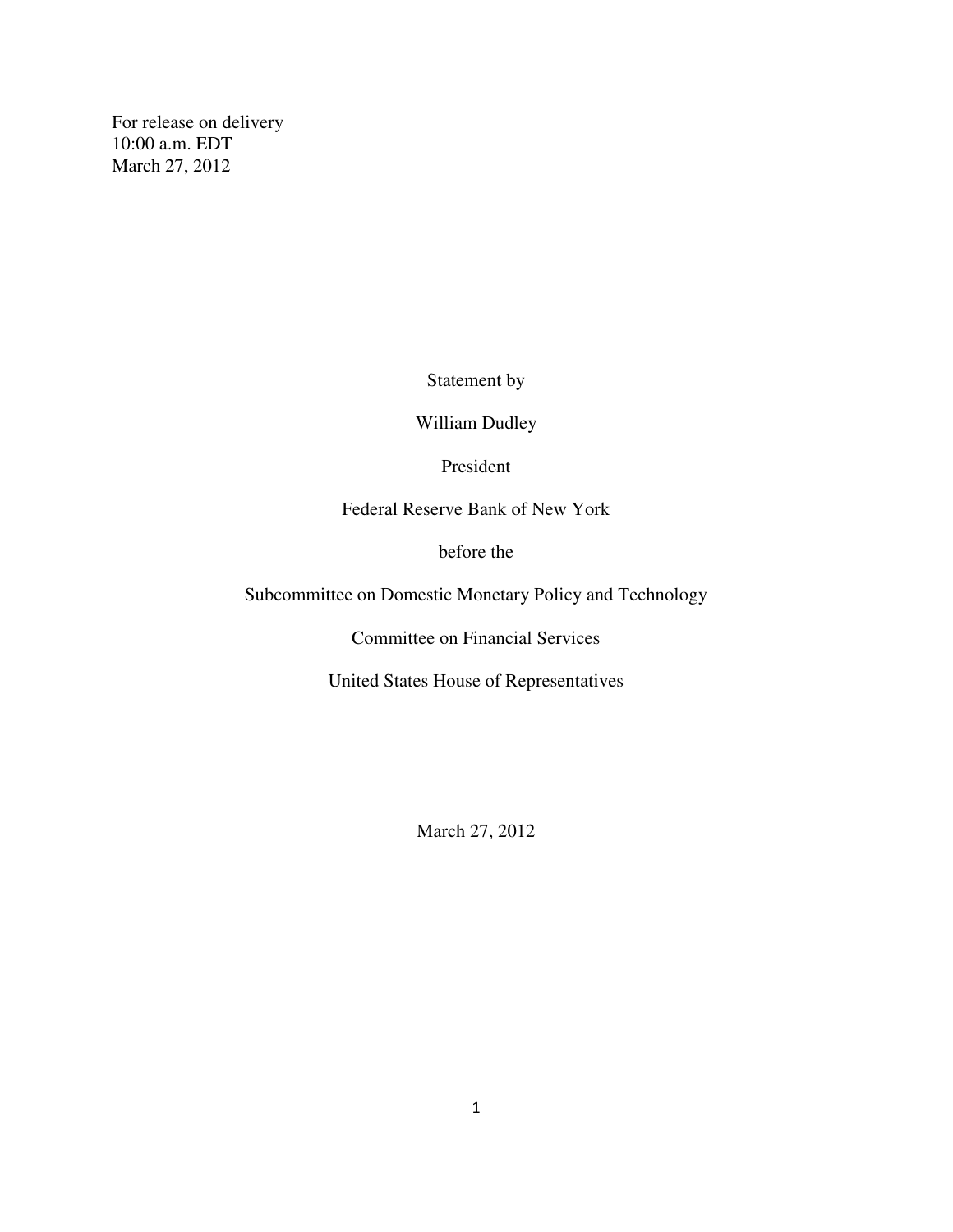For release on delivery
10:00 a.m. EDT
March 27, 2012

Statement by

William Dudley

President

Federal Reserve Bank of New York

before the

Subcommittee on Domestic Monetary Policy and Technology

Committee on Financial Services

United States House of Representatives

March 27, 2012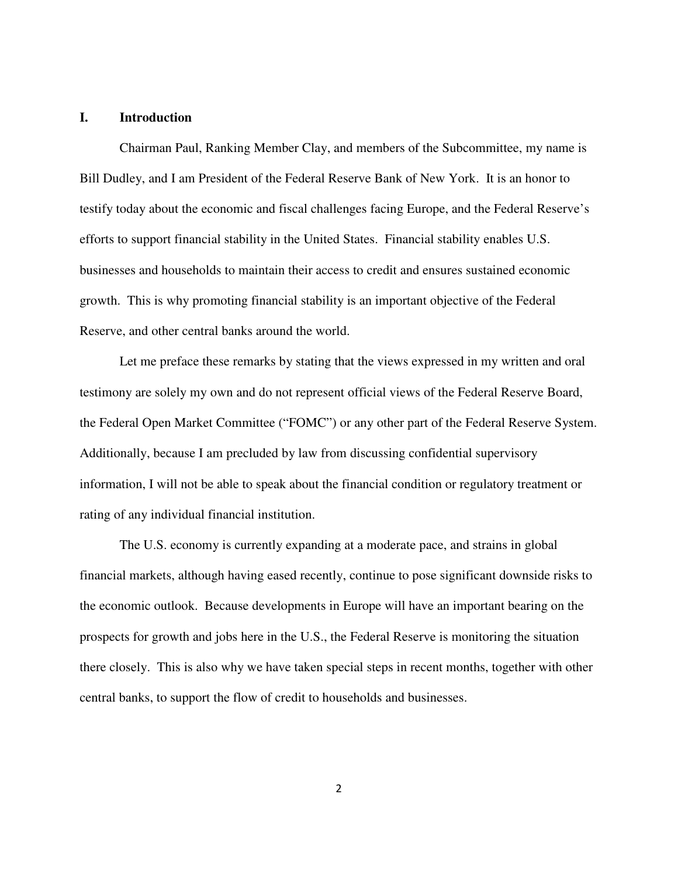## I. Introduction

Chairman Paul, Ranking Member Clay, and members of the Subcommittee, my name is Bill Dudley, and I am President of the Federal Reserve Bank of New York. It is an honor to testify today about the economic and fiscal challenges facing Europe, and the Federal Reserve's efforts to support financial stability in the United States. Financial stability enables U.S. businesses and households to maintain their access to credit and ensures sustained economic growth. This is why promoting financial stability is an important objective of the Federal Reserve, and other central banks around the world.

Let me preface these remarks by stating that the views expressed in my written and oral testimony are solely my own and do not represent official views of the Federal Reserve Board, the Federal Open Market Committee ("FOMC") or any other part of the Federal Reserve System. Additionally, because I am precluded by law from discussing confidential supervisory information, I will not be able to speak about the financial condition or regulatory treatment or rating of any individual financial institution.

The U.S. economy is currently expanding at a moderate pace, and strains in global financial markets, although having eased recently, continue to pose significant downside risks to the economic outlook. Because developments in Europe will have an important bearing on the prospects for growth and jobs here in the U.S., the Federal Reserve is monitoring the situation there closely. This is also why we have taken special steps in recent months, together with other central banks, to support the flow of credit to households and businesses.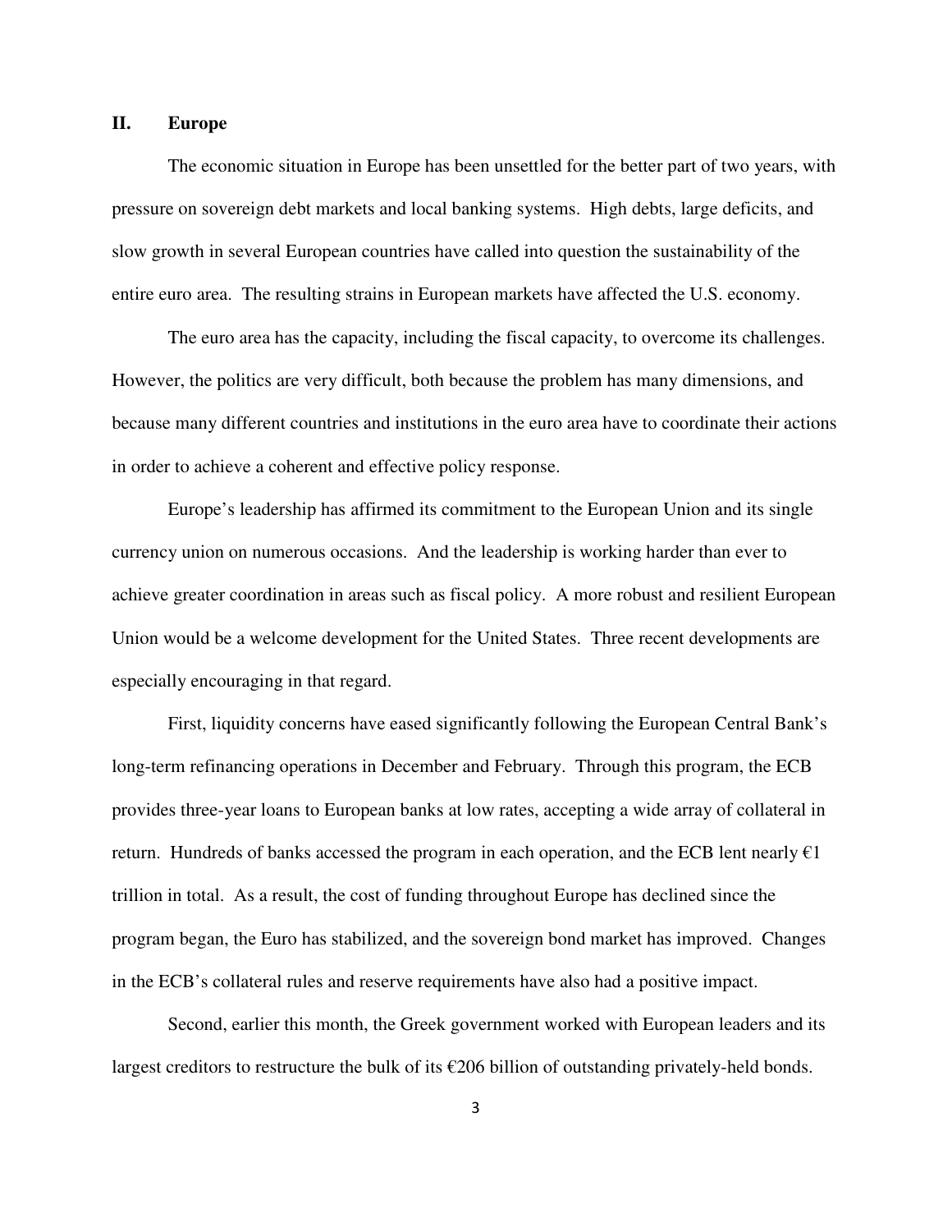## II. Europe

The economic situation in Europe has been unsettled for the better part of two years, with pressure on sovereign debt markets and local banking systems. High debts, large deficits, and slow growth in several European countries have called into question the sustainability of the entire euro area. The resulting strains in European markets have affected the U.S. economy.

The euro area has the capacity, including the fiscal capacity, to overcome its challenges. However, the politics are very difficult, both because the problem has many dimensions, and because many different countries and institutions in the euro area have to coordinate their actions in order to achieve a coherent and effective policy response.

Europe's leadership has affirmed its commitment to the European Union and its single currency union on numerous occasions. And the leadership is working harder than ever to achieve greater coordination in areas such as fiscal policy. A more robust and resilient European Union would be a welcome development for the United States. Three recent developments are especially encouraging in that regard.

First, liquidity concerns have eased significantly following the European Central Bank's long-term refinancing operations in December and February. Through this program, the ECB provides three-year loans to European banks at low rates, accepting a wide array of collateral in return. Hundreds of banks accessed the program in each operation, and the ECB lent nearly €1 trillion in total. As a result, the cost of funding throughout Europe has declined since the program began, the Euro has stabilized, and the sovereign bond market has improved. Changes in the ECB's collateral rules and reserve requirements have also had a positive impact.

Second, earlier this month, the Greek government worked with European leaders and its largest creditors to restructure the bulk of its €206 billion of outstanding privately-held bonds.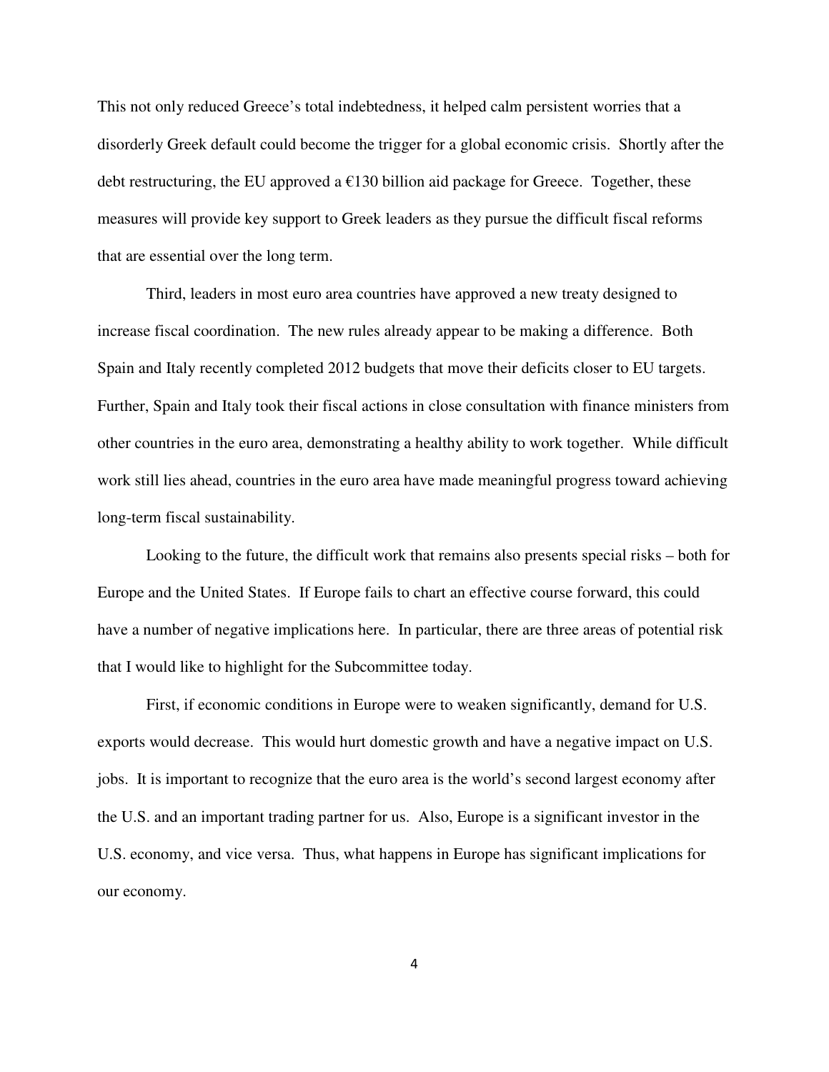This not only reduced Greece's total indebtedness, it helped calm persistent worries that a disorderly Greek default could become the trigger for a global economic crisis. Shortly after the debt restructuring, the EU approved a €130 billion aid package for Greece. Together, these measures will provide key support to Greek leaders as they pursue the difficult fiscal reforms that are essential over the long term.

Third, leaders in most euro area countries have approved a new treaty designed to increase fiscal coordination. The new rules already appear to be making a difference. Both Spain and Italy recently completed 2012 budgets that move their deficits closer to EU targets. Further, Spain and Italy took their fiscal actions in close consultation with finance ministers from other countries in the euro area, demonstrating a healthy ability to work together. While difficult work still lies ahead, countries in the euro area have made meaningful progress toward achieving long-term fiscal sustainability.

Looking to the future, the difficult work that remains also presents special risks – both for Europe and the United States. If Europe fails to chart an effective course forward, this could have a number of negative implications here. In particular, there are three areas of potential risk that I would like to highlight for the Subcommittee today.

First, if economic conditions in Europe were to weaken significantly, demand for U.S. exports would decrease. This would hurt domestic growth and have a negative impact on U.S. jobs. It is important to recognize that the euro area is the world's second largest economy after the U.S. and an important trading partner for us. Also, Europe is a significant investor in the U.S. economy, and vice versa. Thus, what happens in Europe has significant implications for our economy.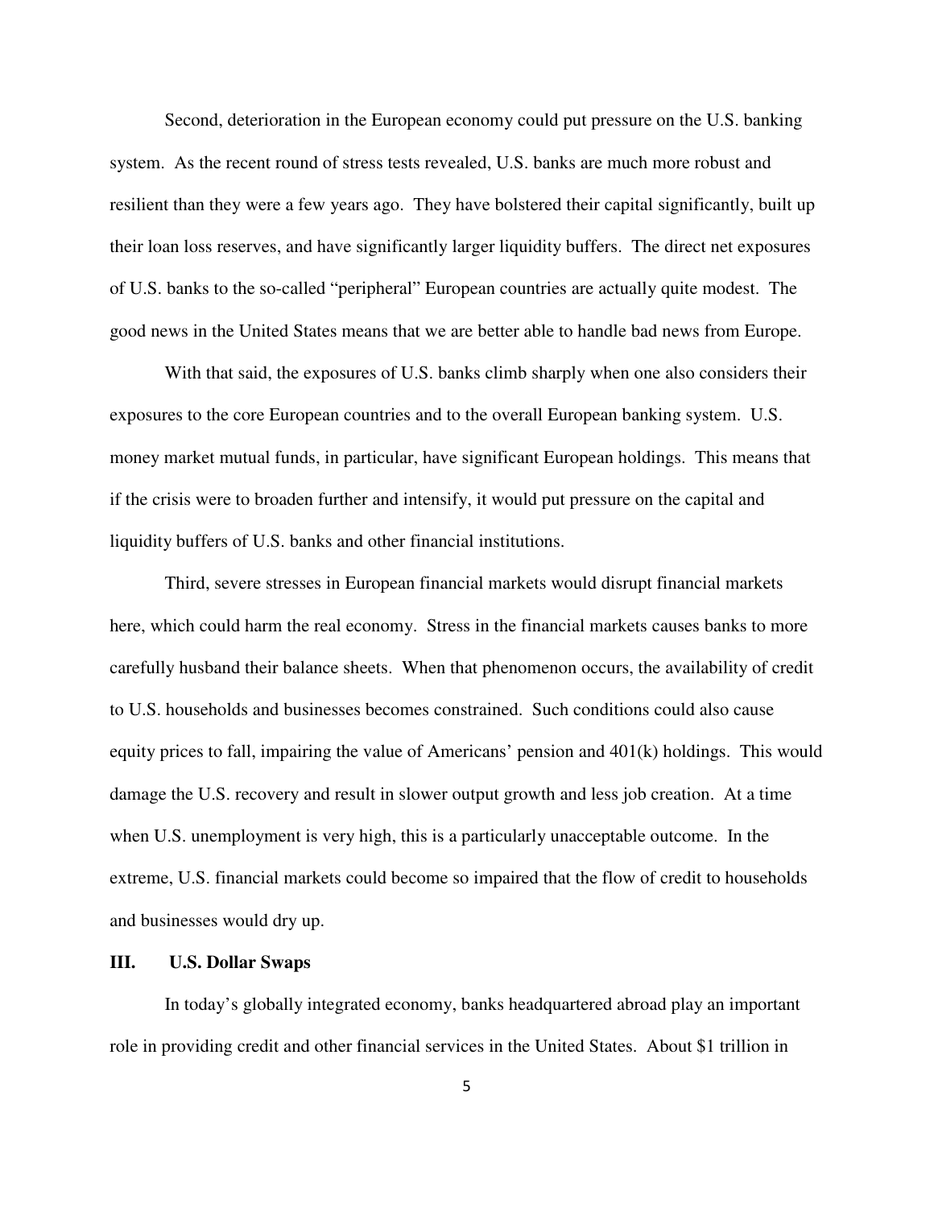Second, deterioration in the European economy could put pressure on the U.S. banking system. As the recent round of stress tests revealed, U.S. banks are much more robust and resilient than they were a few years ago. They have bolstered their capital significantly, built up their loan loss reserves, and have significantly larger liquidity buffers. The direct net exposures of U.S. banks to the so-called "peripheral" European countries are actually quite modest. The good news in the United States means that we are better able to handle bad news from Europe.

With that said, the exposures of U.S. banks climb sharply when one also considers their exposures to the core European countries and to the overall European banking system. U.S. money market mutual funds, in particular, have significant European holdings. This means that if the crisis were to broaden further and intensify, it would put pressure on the capital and liquidity buffers of U.S. banks and other financial institutions.

Third, severe stresses in European financial markets would disrupt financial markets here, which could harm the real economy. Stress in the financial markets causes banks to more carefully husband their balance sheets. When that phenomenon occurs, the availability of credit to U.S. households and businesses becomes constrained. Such conditions could also cause equity prices to fall, impairing the value of Americans' pension and 401(k) holdings. This would damage the U.S. recovery and result in slower output growth and less job creation. At a time when U.S. unemployment is very high, this is a particularly unacceptable outcome. In the extreme, U.S. financial markets could become so impaired that the flow of credit to households and businesses would dry up.

## III. U.S. Dollar Swaps

In today's globally integrated economy, banks headquartered abroad play an important role in providing credit and other financial services in the United States. About $1 trillion in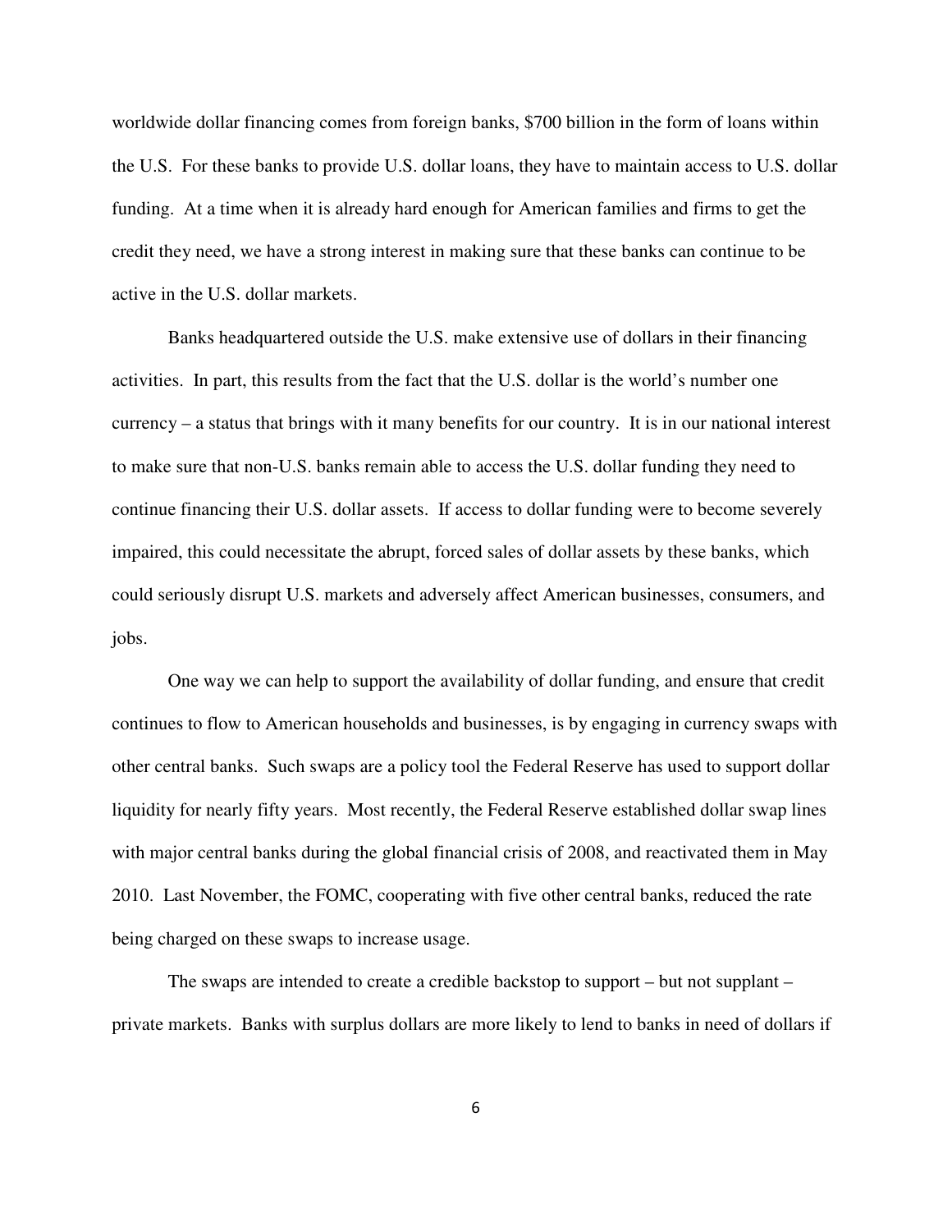worldwide dollar financing comes from foreign banks, $700 billion in the form of loans within the U.S. For these banks to provide U.S. dollar loans, they have to maintain access to U.S. dollar funding. At a time when it is already hard enough for American families and firms to get the credit they need, we have a strong interest in making sure that these banks can continue to be active in the U.S. dollar markets.

Banks headquartered outside the U.S. make extensive use of dollars in their financing activities. In part, this results from the fact that the U.S. dollar is the world's number one currency – a status that brings with it many benefits for our country. It is in our national interest to make sure that non-U.S. banks remain able to access the U.S. dollar funding they need to continue financing their U.S. dollar assets. If access to dollar funding were to become severely impaired, this could necessitate the abrupt, forced sales of dollar assets by these banks, which could seriously disrupt U.S. markets and adversely affect American businesses, consumers, and jobs.

One way we can help to support the availability of dollar funding, and ensure that credit continues to flow to American households and businesses, is by engaging in currency swaps with other central banks. Such swaps are a policy tool the Federal Reserve has used to support dollar liquidity for nearly fifty years. Most recently, the Federal Reserve established dollar swap lines with major central banks during the global financial crisis of 2008, and reactivated them in May 2010. Last November, the FOMC, cooperating with five other central banks, reduced the rate being charged on these swaps to increase usage.

The swaps are intended to create a credible backstop to support – but not supplant – private markets. Banks with surplus dollars are more likely to lend to banks in need of dollars if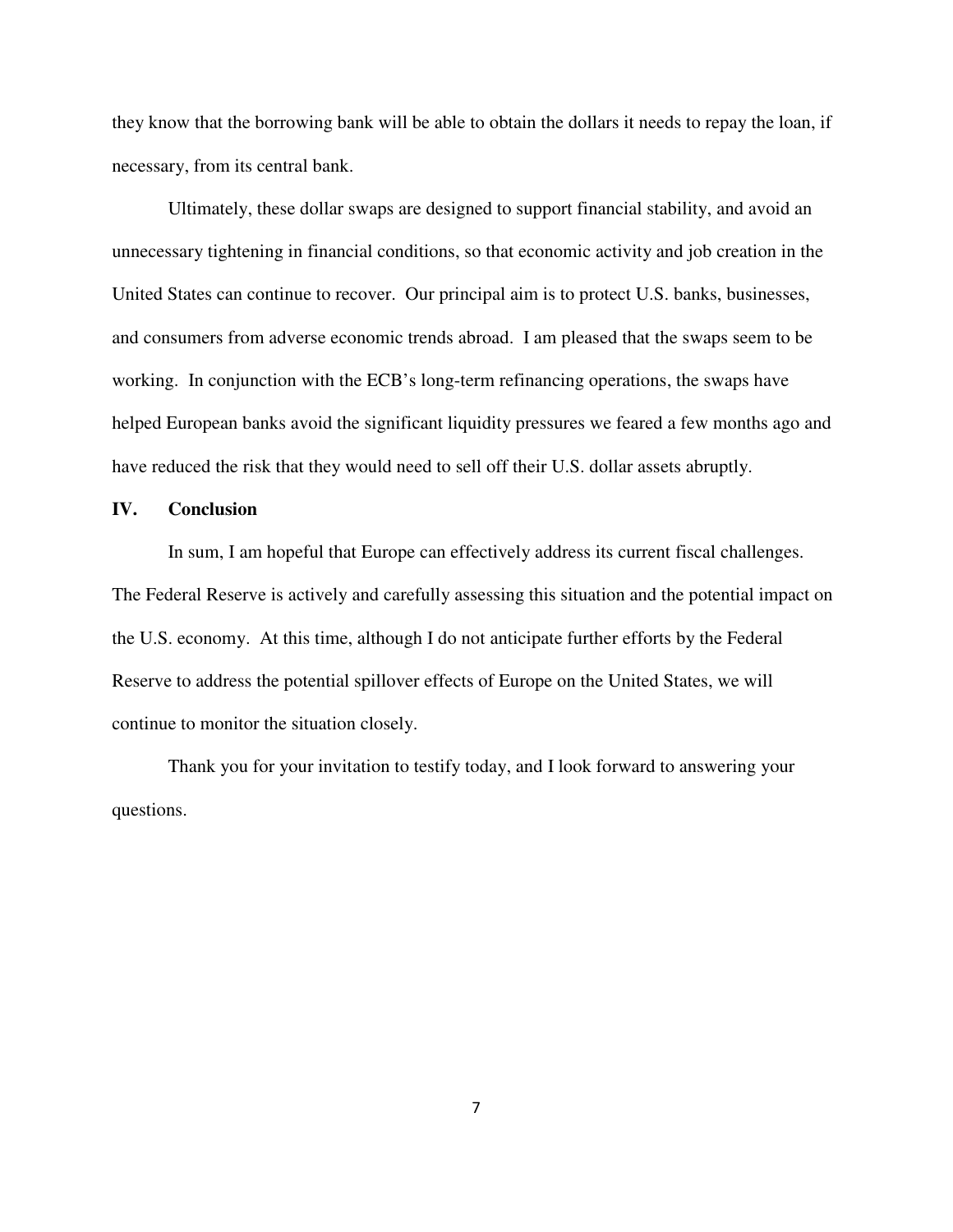they know that the borrowing bank will be able to obtain the dollars it needs to repay the loan, if necessary, from its central bank.

Ultimately, these dollar swaps are designed to support financial stability, and avoid an unnecessary tightening in financial conditions, so that economic activity and job creation in the United States can continue to recover. Our principal aim is to protect U.S. banks, businesses, and consumers from adverse economic trends abroad. I am pleased that the swaps seem to be working. In conjunction with the ECB's long-term refinancing operations, the swaps have helped European banks avoid the significant liquidity pressures we feared a few months ago and have reduced the risk that they would need to sell off their U.S. dollar assets abruptly.

## IV. Conclusion

In sum, I am hopeful that Europe can effectively address its current fiscal challenges. The Federal Reserve is actively and carefully assessing this situation and the potential impact on the U.S. economy. At this time, although I do not anticipate further efforts by the Federal Reserve to address the potential spillover effects of Europe on the United States, we will continue to monitor the situation closely.

Thank you for your invitation to testify today, and I look forward to answering your questions.